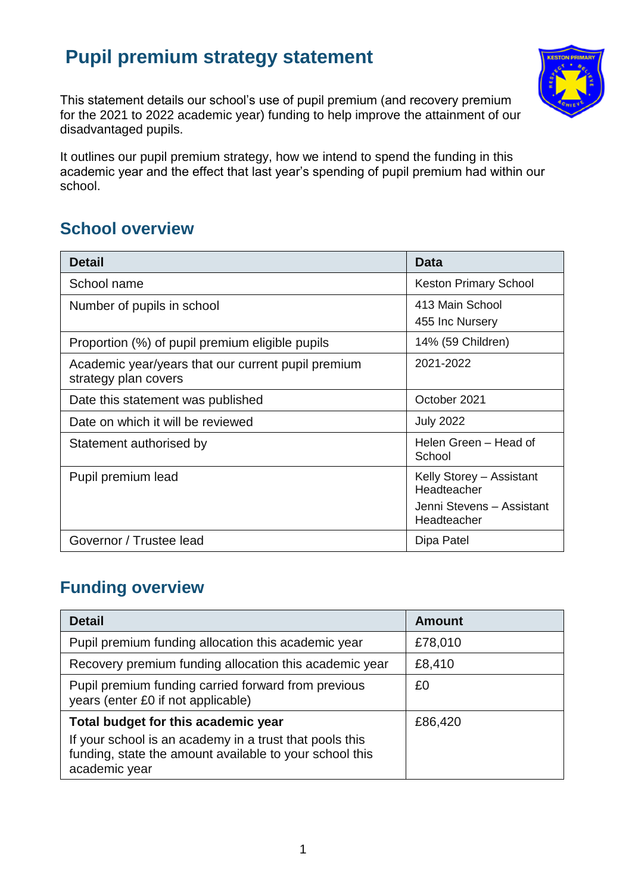# Pupil premium strategy statement

This statement details our school's use of pupil premium (and recovery premium for the 2021 to 2022 academic year) funding to help improve the attainment of our disadvantaged pupils.

It outlines our pupil premium strategy, how we intend to spend the funding in this academic year and the effect that last year's spending of pupil premium had within our school.

## School overview

| Detail | Data |
|---|---|
| School name | Keston Primary School |
| Number of pupils in school | 413 Main School<br>455 Inc Nursery |
| Proportion (%) of pupil premium eligible pupils | 14% (59 Children) |
| Academic year/years that our current pupil premium strategy plan covers | 2021-2022 |
| Date this statement was published | October 2021 |
| Date on which it will be reviewed | July 2022 |
| Statement authorised by | Helen Green – Head of School |
| Pupil premium lead | Kelly Storey – Assistant Headteacher<br>Jenni Stevens – Assistant Headteacher |
| Governor / Trustee lead | Dipa Patel |

## Funding overview

| Detail | Amount |
|---|---|
| Pupil premium funding allocation this academic year | £78,010 |
| Recovery premium funding allocation this academic year | £8,410 |
| Pupil premium funding carried forward from previous years (enter £0 if not applicable) | £0 |
| **Total budget for this academic year**<br>If your school is an academy in a trust that pools this funding, state the amount available to your school this academic year | £86,420 |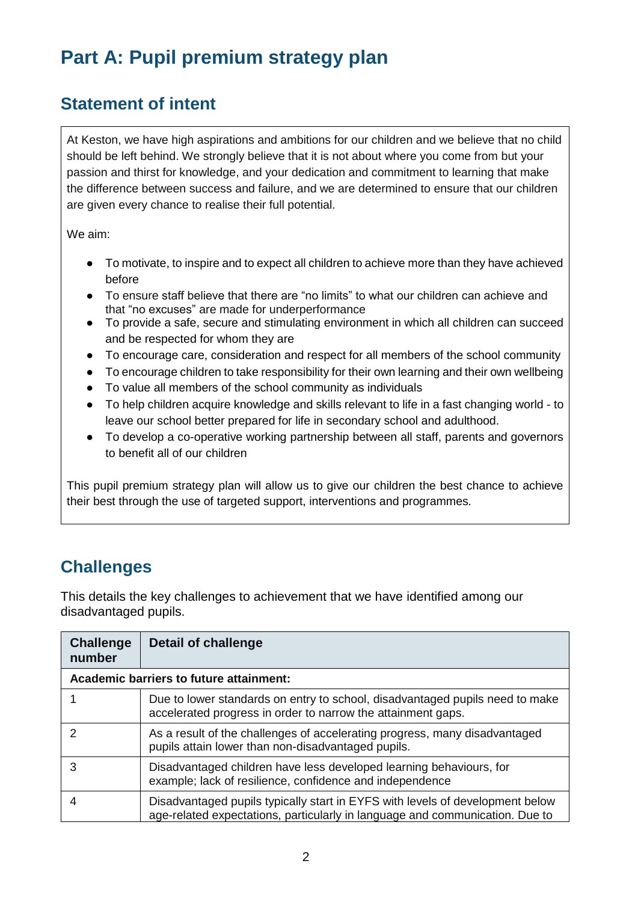# Part A: Pupil premium strategy plan

## Statement of intent

At Keston, we have high aspirations and ambitions for our children and we believe that no child should be left behind. We strongly believe that it is not about where you come from but your passion and thirst for knowledge, and your dedication and commitment to learning that make the difference between success and failure, and we are determined to ensure that our children are given every chance to realise their full potential.

We aim:

- To motivate, to inspire and to expect all children to achieve more than they have achieved before
- To ensure staff believe that there are "no limits" to what our children can achieve and that "no excuses" are made for underperformance
- To provide a safe, secure and stimulating environment in which all children can succeed and be respected for whom they are
- To encourage care, consideration and respect for all members of the school community
- To encourage children to take responsibility for their own learning and their own wellbeing
- To value all members of the school community as individuals
- To help children acquire knowledge and skills relevant to life in a fast changing world - to leave our school better prepared for life in secondary school and adulthood.
- To develop a co-operative working partnership between all staff, parents and governors to benefit all of our children

This pupil premium strategy plan will allow us to give our children the best chance to achieve their best through the use of targeted support, interventions and programmes.

## Challenges

This details the key challenges to achievement that we have identified among our disadvantaged pupils.

| Challenge number | Detail of challenge |
|---|---|
| **Academic barriers to future attainment:** | |
| 1 | Due to lower standards on entry to school, disadvantaged pupils need to make accelerated progress in order to narrow the attainment gaps. |
| 2 | As a result of the challenges of accelerating progress, many disadvantaged pupils attain lower than non-disadvantaged pupils. |
| 3 | Disadvantaged children have less developed learning behaviours, for example; lack of resilience, confidence and independence |
| 4 | Disadvantaged pupils typically start in EYFS with levels of development below age-related expectations, particularly in language and communication. Due to |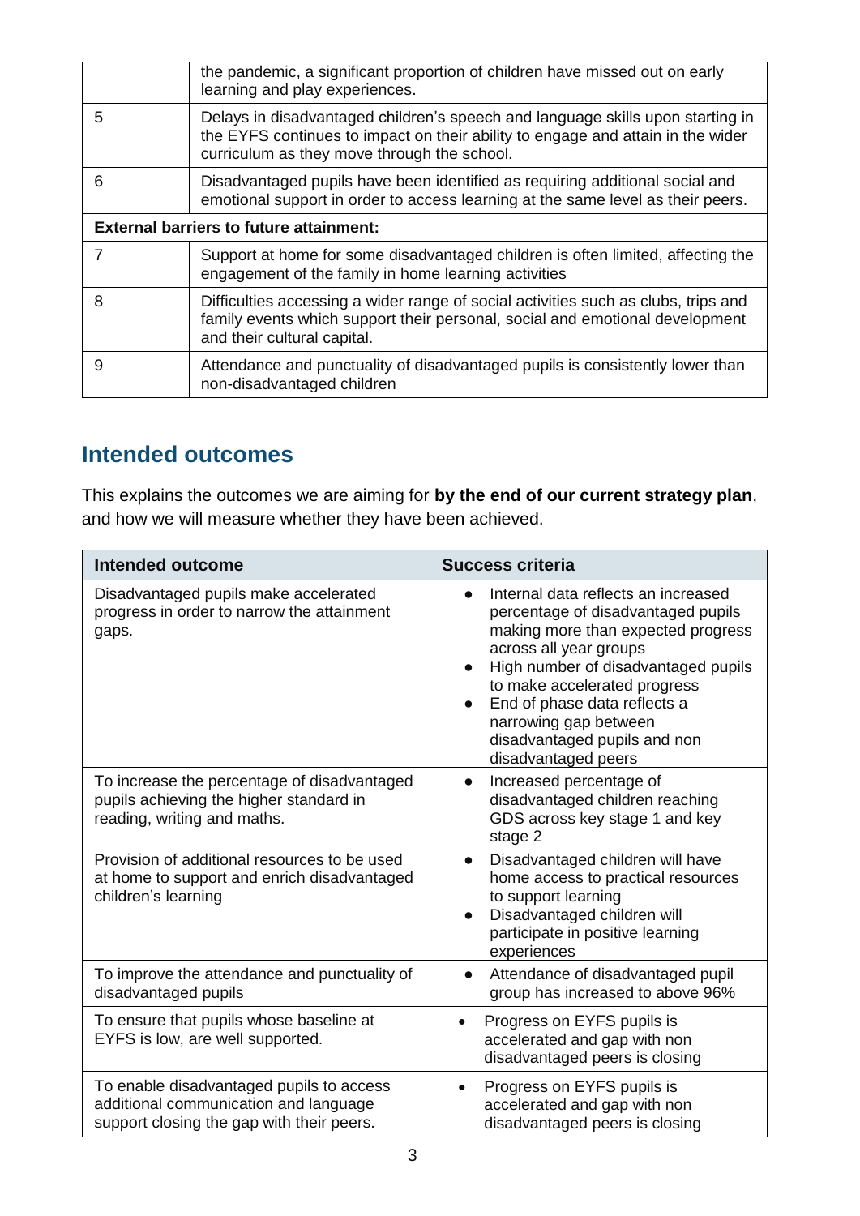| | |
|---|---|
| | the pandemic, a significant proportion of children have missed out on early learning and play experiences. |
| 5 | Delays in disadvantaged children's speech and language skills upon starting in the EYFS continues to impact on their ability to engage and attain in the wider curriculum as they move through the school. |
| 6 | Disadvantaged pupils have been identified as requiring additional social and emotional support in order to access learning at the same level as their peers. |
| **External barriers to future attainment:** | |
| 7 | Support at home for some disadvantaged children is often limited, affecting the engagement of the family in home learning activities |
| 8 | Difficulties accessing a wider range of social activities such as clubs, trips and family events which support their personal, social and emotional development and their cultural capital. |
| 9 | Attendance and punctuality of disadvantaged pupils is consistently lower than non-disadvantaged children |

## Intended outcomes

This explains the outcomes we are aiming for **by the end of our current strategy plan**, and how we will measure whether they have been achieved.

| Intended outcome | Success criteria |
|---|---|
| Disadvantaged pupils make accelerated progress in order to narrow the attainment gaps. | • Internal data reflects an increased percentage of disadvantaged pupils making more than expected progress across all year groups<br>• High number of disadvantaged pupils to make accelerated progress<br>• End of phase data reflects a narrowing gap between disadvantaged pupils and non disadvantaged peers |
| To increase the percentage of disadvantaged pupils achieving the higher standard in reading, writing and maths. | • Increased percentage of disadvantaged children reaching GDS across key stage 1 and key stage 2 |
| Provision of additional resources to be used at home to support and enrich disadvantaged children's learning | • Disadvantaged children will have home access to practical resources to support learning<br>• Disadvantaged children will participate in positive learning experiences |
| To improve the attendance and punctuality of disadvantaged pupils | • Attendance of disadvantaged pupil group has increased to above 96% |
| To ensure that pupils whose baseline at EYFS is low, are well supported. | • Progress on EYFS pupils is accelerated and gap with non disadvantaged peers is closing |
| To enable disadvantaged pupils to access additional communication and language support closing the gap with their peers. | • Progress on EYFS pupils is accelerated and gap with non disadvantaged peers is closing |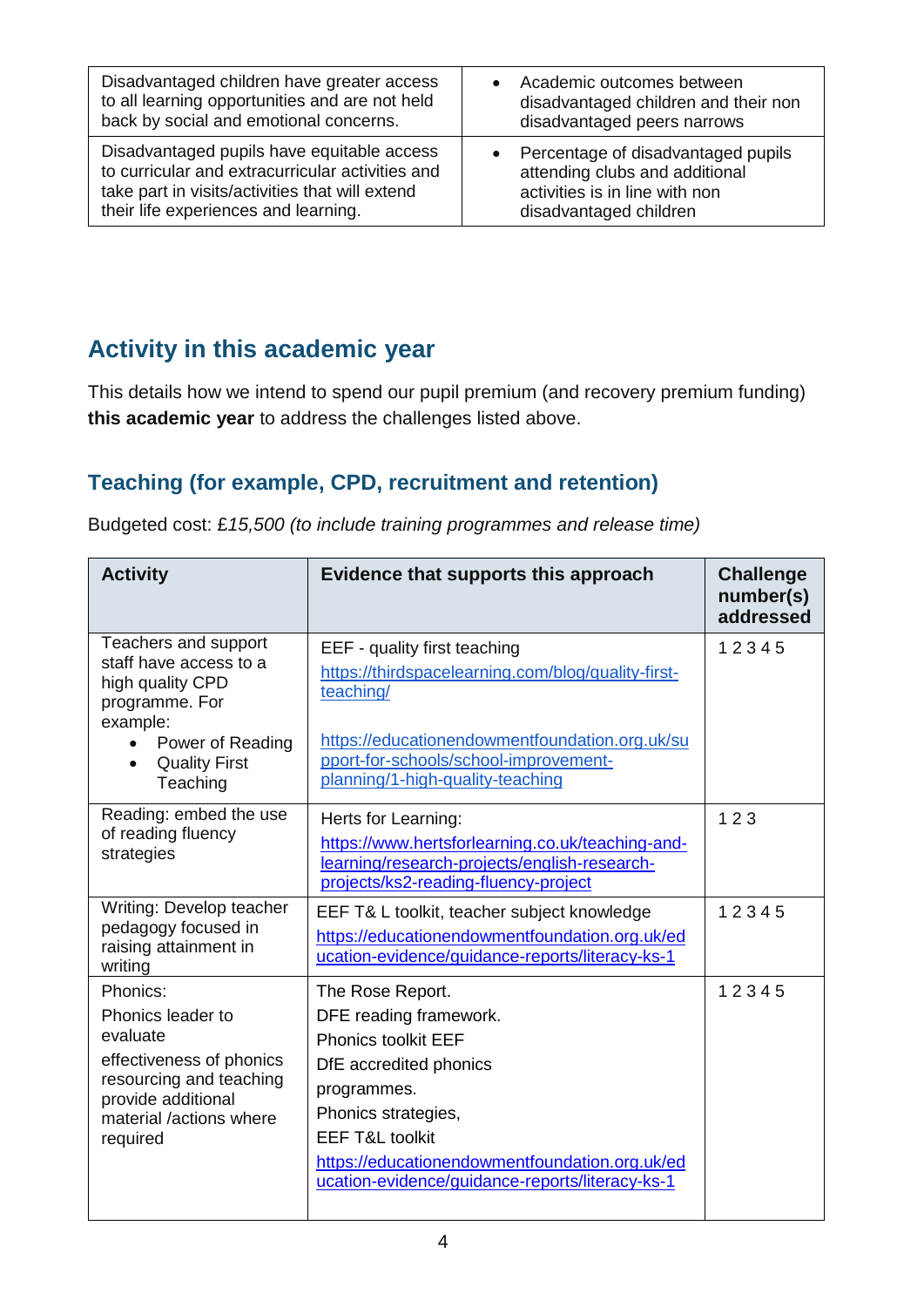| Disadvantaged children have greater access to all learning opportunities and are not held back by social and emotional concerns. | • Academic outcomes between disadvantaged children and their non disadvantaged peers narrows |
|---|---|
| Disadvantaged pupils have equitable access to curricular and extracurricular activities and take part in visits/activities that will extend their life experiences and learning. | • Percentage of disadvantaged pupils attending clubs and additional activities is in line with non disadvantaged children |

## Activity in this academic year

This details how we intend to spend our pupil premium (and recovery premium funding) **this academic year** to address the challenges listed above.

### Teaching (for example, CPD, recruitment and retention)

Budgeted cost: £*15,500 (to include training programmes and release time)*

| Activity | Evidence that supports this approach | Challenge number(s) addressed |
|---|---|---|
| Teachers and support staff have access to a high quality CPD programme. For example:<br>• Power of Reading<br>• Quality First Teaching | EEF - quality first teaching<br>https://thirdspacelearning.com/blog/quality-first-teaching/<br><br>https://educationendowmentfoundation.org.uk/support-for-schools/school-improvement-planning/1-high-quality-teaching | 1 2 3 4 5 |
| Reading: embed the use of reading fluency strategies | Herts for Learning:<br>https://www.hertsforlearning.co.uk/teaching-and-learning/research-projects/english-research-projects/ks2-reading-fluency-project | 1 2 3 |
| Writing: Develop teacher pedagogy focused in raising attainment in writing | EEF T& L toolkit, teacher subject knowledge<br>https://educationendowmentfoundation.org.uk/education-evidence/guidance-reports/literacy-ks-1 | 1 2 3 4 5 |
| Phonics:<br>Phonics leader to evaluate<br>effectiveness of phonics resourcing and teaching provide additional material /actions where required | The Rose Report.<br>DFE reading framework.<br>Phonics toolkit EEF<br>DfE accredited phonics<br>programmes.<br>Phonics strategies,<br>EEF T&L toolkit<br>https://educationendowmentfoundation.org.uk/education-evidence/guidance-reports/literacy-ks-1 | 1 2 3 4 5 |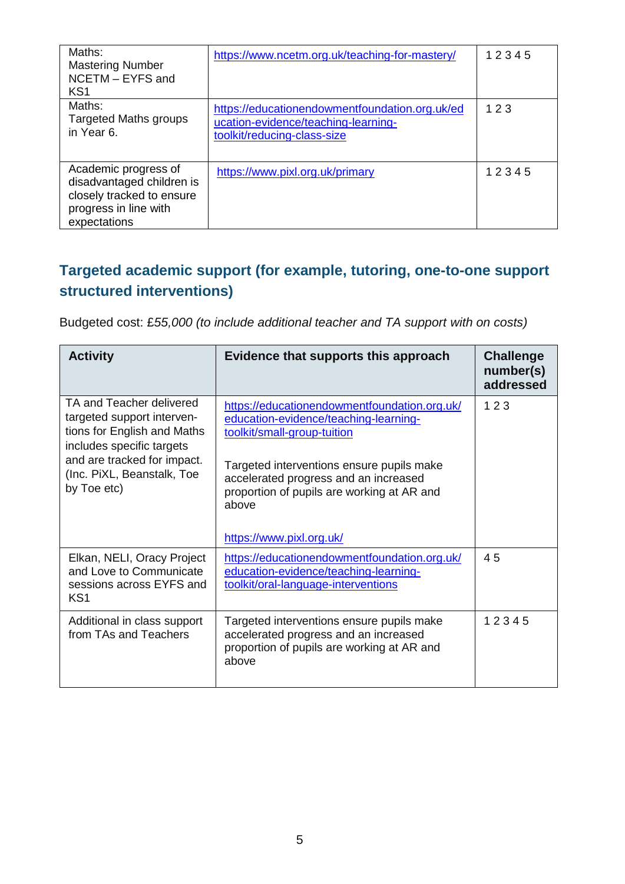| | | |
|---|---|---|
| Maths: Mastering Number NCETM – EYFS and KS1 | https://www.ncetm.org.uk/teaching-for-mastery/ | 1 2 3 4 5 |
| Maths: Targeted Maths groups in Year 6. | https://educationendowmentfoundation.org.uk/education-evidence/teaching-learning-toolkit/reducing-class-size | 1 2 3 |
| Academic progress of disadvantaged children is closely tracked to ensure progress in line with expectations | https://www.pixl.org.uk/primary | 1 2 3 4 5 |

## Targeted academic support (for example, tutoring, one-to-one support structured interventions)

Budgeted cost: £*55,000 (to include additional teacher and TA support with on costs)*

| Activity | Evidence that supports this approach | Challenge number(s) addressed |
|---|---|---|
| TA and Teacher delivered targeted support interventions for English and Maths includes specific targets and are tracked for impact. (Inc. PiXL, Beanstalk, Toe by Toe etc) | https://educationendowmentfoundation.org.uk/education-evidence/teaching-learning-toolkit/small-group-tuition<br><br>Targeted interventions ensure pupils make accelerated progress and an increased proportion of pupils are working at AR and above<br><br>https://www.pixl.org.uk/ | 1 2 3 |
| Elkan, NELI, Oracy Project and Love to Communicate sessions across EYFS and KS1 | https://educationendowmentfoundation.org.uk/education-evidence/teaching-learning-toolkit/oral-language-interventions | 4 5 |
| Additional in class support from TAs and Teachers | Targeted interventions ensure pupils make accelerated progress and an increased proportion of pupils are working at AR and above | 1 2 3 4 5 |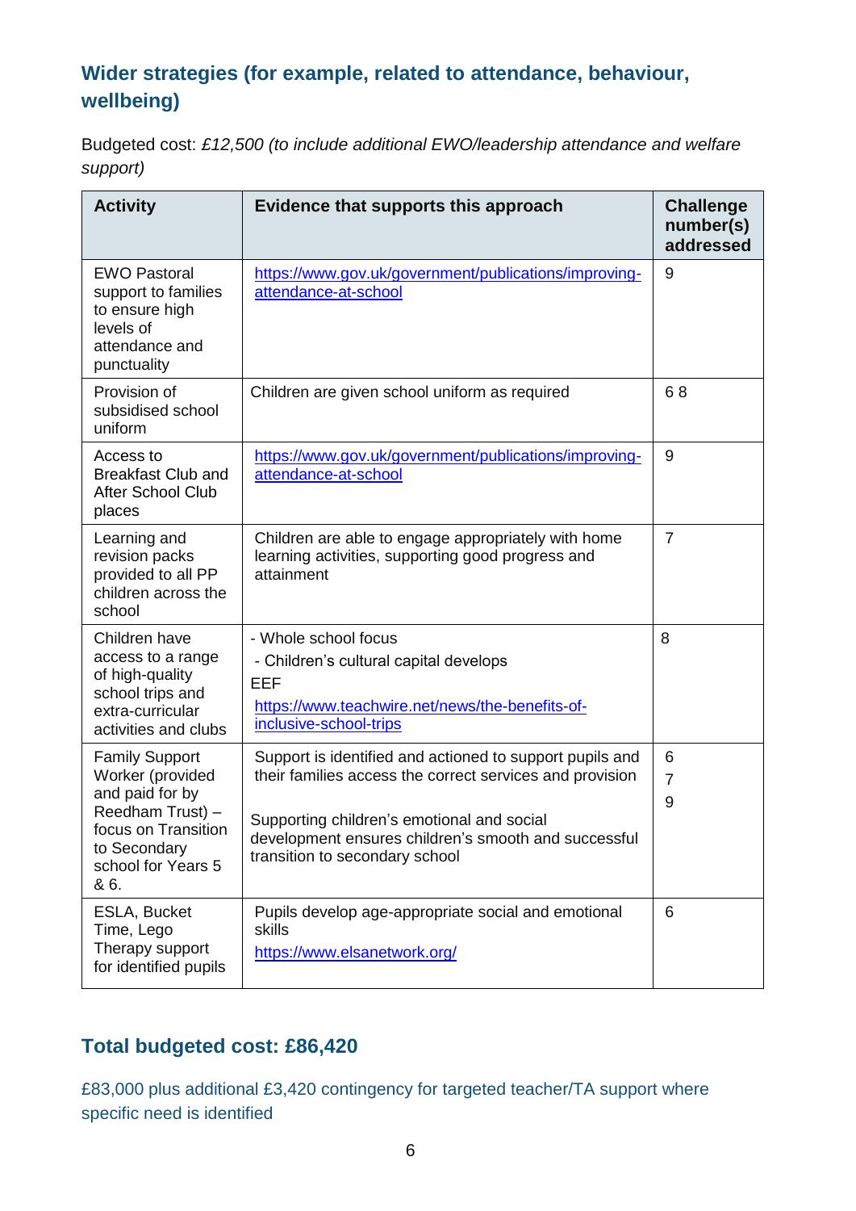## Wider strategies (for example, related to attendance, behaviour, wellbeing)

Budgeted cost: *£12,500 (to include additional EWO/leadership attendance and welfare support)*

| Activity | Evidence that supports this approach | Challenge number(s) addressed |
|---|---|---|
| EWO Pastoral support to families to ensure high levels of attendance and punctuality | https://www.gov.uk/government/publications/improving-attendance-at-school | 9 |
| Provision of subsidised school uniform | Children are given school uniform as required | 6 8 |
| Access to Breakfast Club and After School Club places | https://www.gov.uk/government/publications/improving-attendance-at-school | 9 |
| Learning and revision packs provided to all PP children across the school | Children are able to engage appropriately with home learning activities, supporting good progress and attainment | 7 |
| Children have access to a range of high-quality school trips and extra-curricular activities and clubs | - Whole school focus<br>- Children's cultural capital develops<br>EEF<br>https://www.teachwire.net/news/the-benefits-of-inclusive-school-trips | 8 |
| Family Support Worker (provided and paid for by Reedham Trust) – focus on Transition to Secondary school for Years 5 & 6. | Support is identified and actioned to support pupils and their families access the correct services and provision<br><br>Supporting children's emotional and social development ensures children's smooth and successful transition to secondary school | 6<br>7<br>9 |
| ESLA, Bucket Time, Lego Therapy support for identified pupils | Pupils develop age-appropriate social and emotional skills<br>https://www.elsanetwork.org/ | 6 |

## Total budgeted cost: £86,420

£83,000 plus additional £3,420 contingency for targeted teacher/TA support where specific need is identified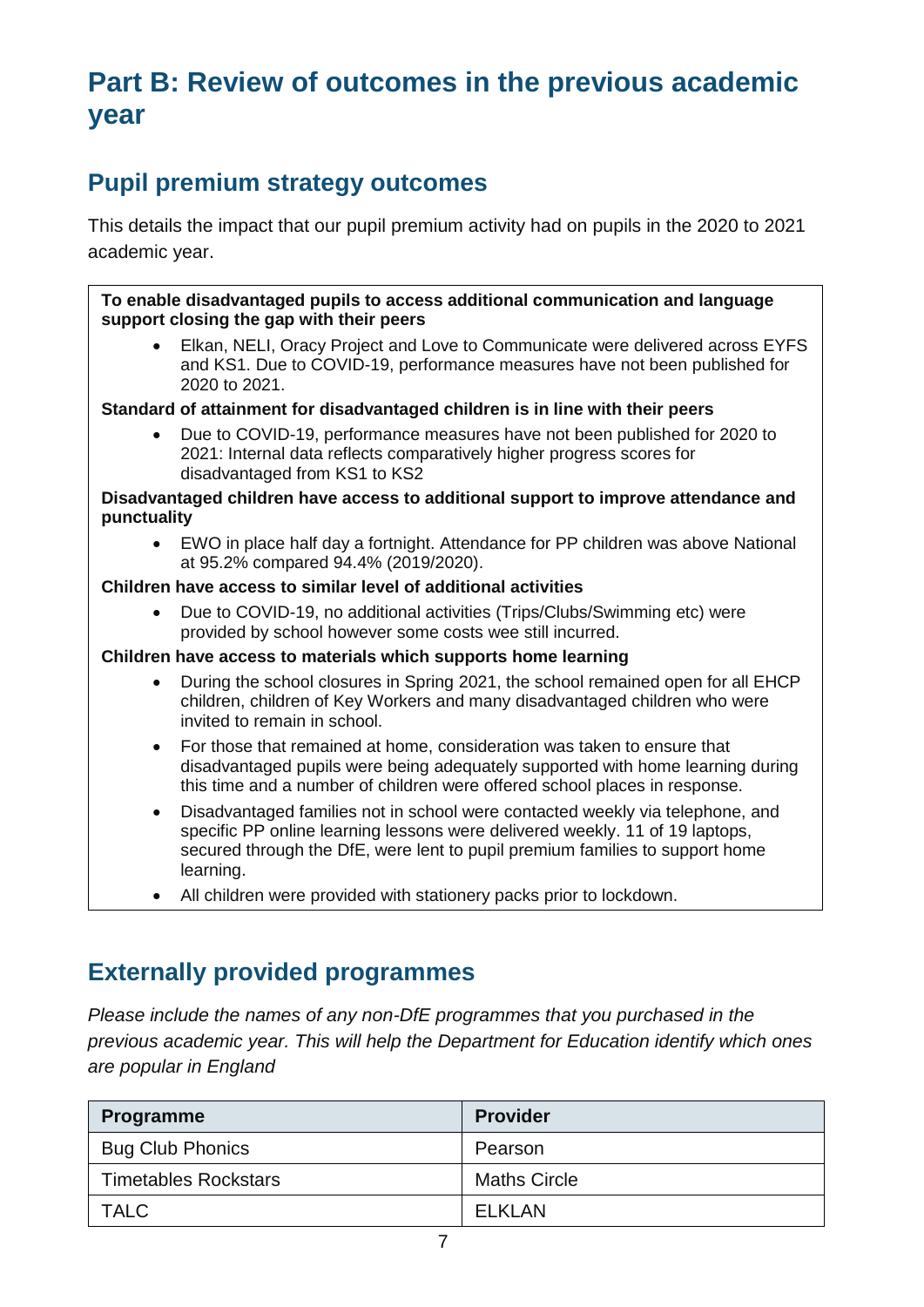# Part B: Review of outcomes in the previous academic year

## Pupil premium strategy outcomes

This details the impact that our pupil premium activity had on pupils in the 2020 to 2021 academic year.

**To enable disadvantaged pupils to access additional communication and language support closing the gap with their peers**

- Elkan, NELI, Oracy Project and Love to Communicate were delivered across EYFS and KS1. Due to COVID-19, performance measures have not been published for 2020 to 2021.

**Standard of attainment for disadvantaged children is in line with their peers**

- Due to COVID-19, performance measures have not been published for 2020 to 2021: Internal data reflects comparatively higher progress scores for disadvantaged from KS1 to KS2

**Disadvantaged children have access to additional support to improve attendance and punctuality**

- EWO in place half day a fortnight. Attendance for PP children was above National at 95.2% compared 94.4% (2019/2020).

**Children have access to similar level of additional activities**

- Due to COVID-19, no additional activities (Trips/Clubs/Swimming etc) were provided by school however some costs wee still incurred.

**Children have access to materials which supports home learning**

- During the school closures in Spring 2021, the school remained open for all EHCP children, children of Key Workers and many disadvantaged children who were invited to remain in school.
- For those that remained at home, consideration was taken to ensure that disadvantaged pupils were being adequately supported with home learning during this time and a number of children were offered school places in response.
- Disadvantaged families not in school were contacted weekly via telephone, and specific PP online learning lessons were delivered weekly. 11 of 19 laptops, secured through the DfE, were lent to pupil premium families to support home learning.
- All children were provided with stationery packs prior to lockdown.

## Externally provided programmes

*Please include the names of any non-DfE programmes that you purchased in the previous academic year. This will help the Department for Education identify which ones are popular in England*

| Programme | Provider |
|---|---|
| Bug Club Phonics | Pearson |
| Timetables Rockstars | Maths Circle |
| TALC | ELKLAN |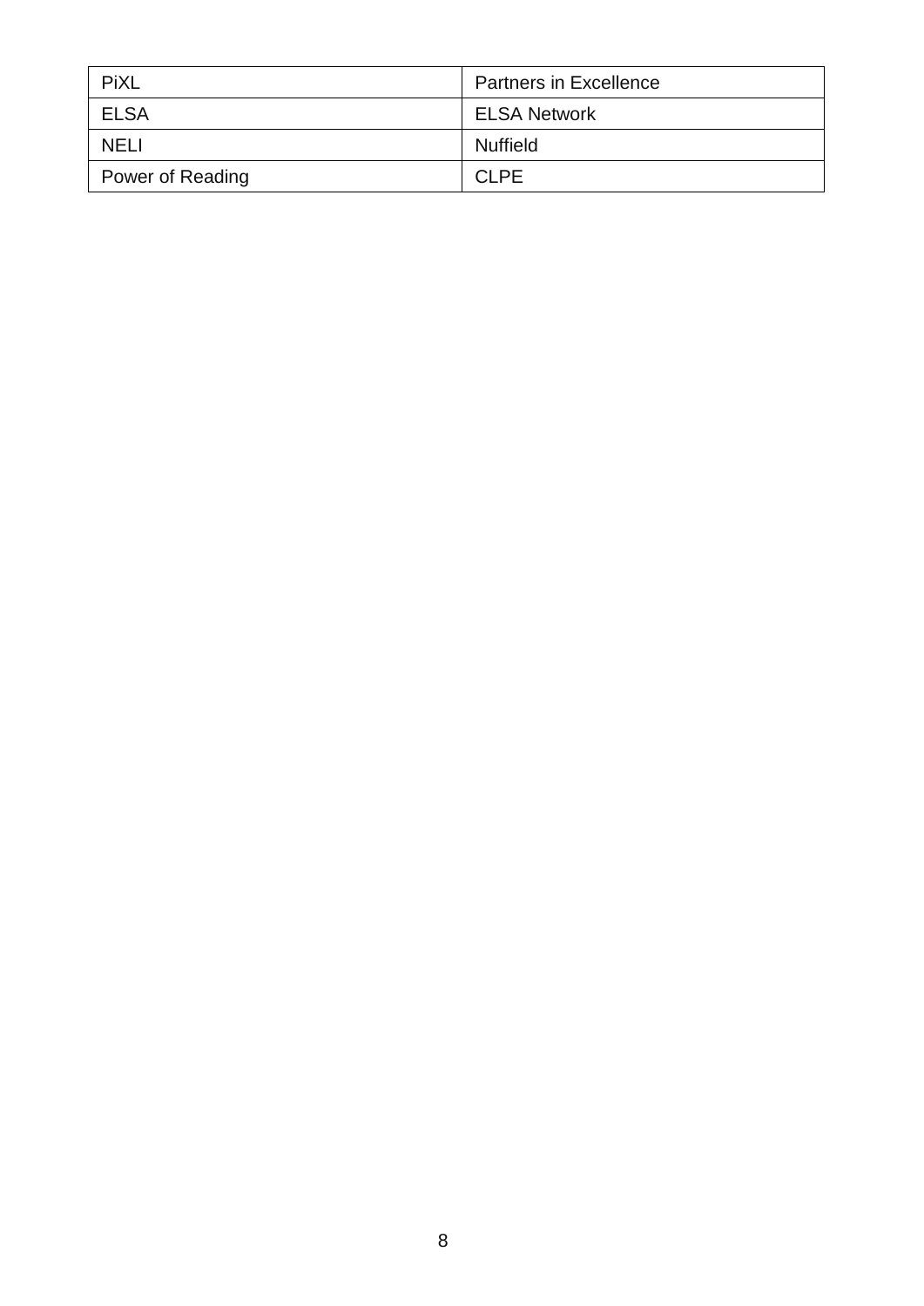| | |
|---|---|
| PiXL | Partners in Excellence |
| ELSA | ELSA Network |
| NELI | Nuffield |
| Power of Reading | CLPE |